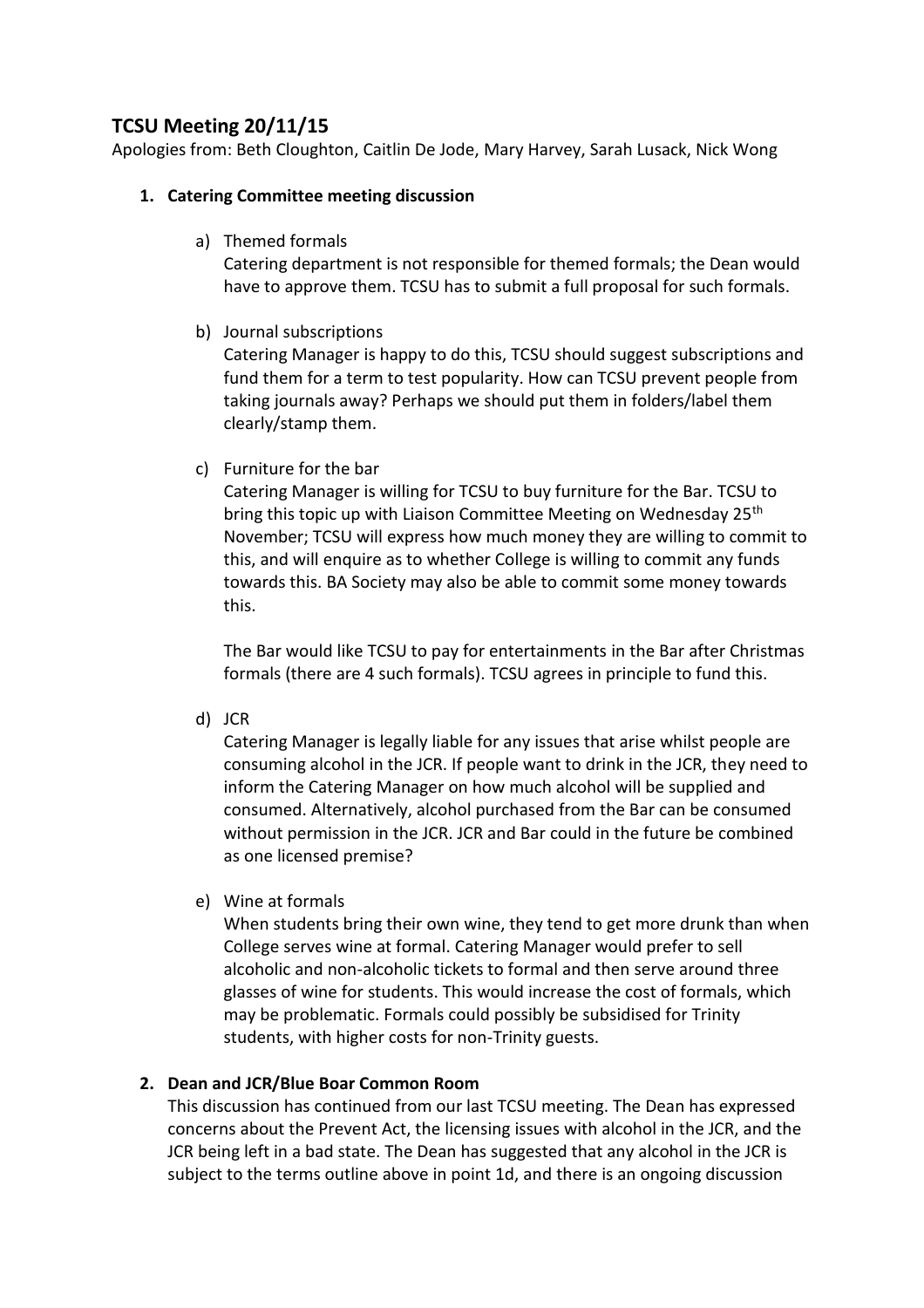# TCSU Meeting 20/11/15

Apologies from: Beth Cloughton, Caitlin De Jode, Mary Harvey, Sarah Lusack, Nick Wong

1. **Catering Committee meeting discussion**

   a) Themed formals
   Catering department is not responsible for themed formals; the Dean would have to approve them. TCSU has to submit a full proposal for such formals.

   b) Journal subscriptions
   Catering Manager is happy to do this, TCSU should suggest subscriptions and fund them for a term to test popularity. How can TCSU prevent people from taking journals away? Perhaps we should put them in folders/label them clearly/stamp them.

   c) Furniture for the bar
   Catering Manager is willing for TCSU to buy furniture for the Bar. TCSU to bring this topic up with Liaison Committee Meeting on Wednesday 25th November; TCSU will express how much money they are willing to commit to this, and will enquire as to whether College is willing to commit any funds towards this. BA Society may also be able to commit some money towards this.

   The Bar would like TCSU to pay for entertainments in the Bar after Christmas formals (there are 4 such formals). TCSU agrees in principle to fund this.

   d) JCR
   Catering Manager is legally liable for any issues that arise whilst people are consuming alcohol in the JCR. If people want to drink in the JCR, they need to inform the Catering Manager on how much alcohol will be supplied and consumed. Alternatively, alcohol purchased from the Bar can be consumed without permission in the JCR. JCR and Bar could in the future be combined as one licensed premise?

   e) Wine at formals
   When students bring their own wine, they tend to get more drunk than when College serves wine at formal. Catering Manager would prefer to sell alcoholic and non-alcoholic tickets to formal and then serve around three glasses of wine for students. This would increase the cost of formals, which may be problematic. Formals could possibly be subsidised for Trinity students, with higher costs for non-Trinity guests.

2. **Dean and JCR/Blue Boar Common Room**
   This discussion has continued from our last TCSU meeting. The Dean has expressed concerns about the Prevent Act, the licensing issues with alcohol in the JCR, and the JCR being left in a bad state. The Dean has suggested that any alcohol in the JCR is subject to the terms outline above in point 1d, and there is an ongoing discussion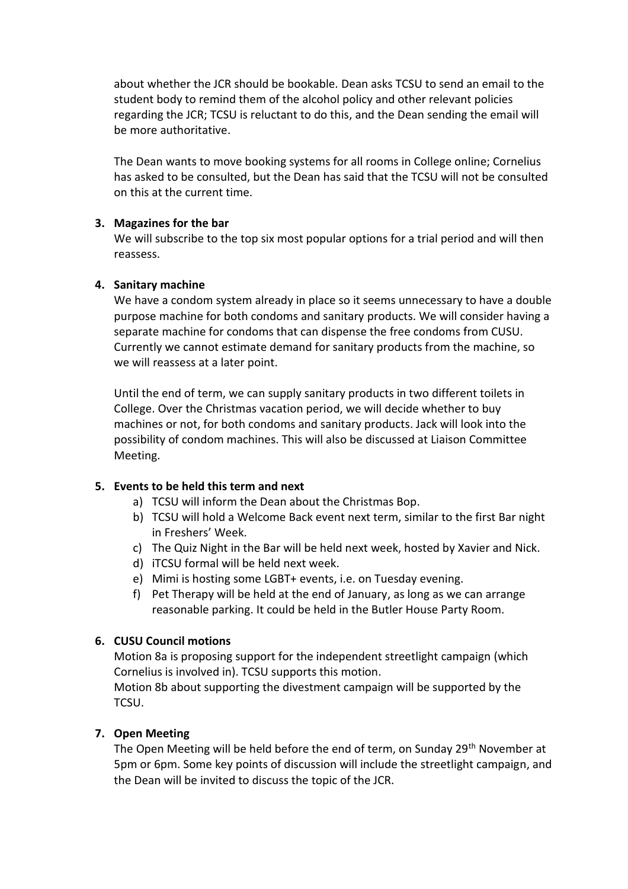about whether the JCR should be bookable. Dean asks TCSU to send an email to the student body to remind them of the alcohol policy and other relevant policies regarding the JCR; TCSU is reluctant to do this, and the Dean sending the email will be more authoritative.

The Dean wants to move booking systems for all rooms in College online; Cornelius has asked to be consulted, but the Dean has said that the TCSU will not be consulted on this at the current time.

3. **Magazines for the bar**

   We will subscribe to the top six most popular options for a trial period and will then reassess.

4. **Sanitary machine**

   We have a condom system already in place so it seems unnecessary to have a double purpose machine for both condoms and sanitary products. We will consider having a separate machine for condoms that can dispense the free condoms from CUSU. Currently we cannot estimate demand for sanitary products from the machine, so we will reassess at a later point.

   Until the end of term, we can supply sanitary products in two different toilets in College. Over the Christmas vacation period, we will decide whether to buy machines or not, for both condoms and sanitary products. Jack will look into the possibility of condom machines. This will also be discussed at Liaison Committee Meeting.

5. **Events to be held this term and next**
   a) TCSU will inform the Dean about the Christmas Bop.
   b) TCSU will hold a Welcome Back event next term, similar to the first Bar night in Freshers' Week.
   c) The Quiz Night in the Bar will be held next week, hosted by Xavier and Nick.
   d) iTCSU formal will be held next week.
   e) Mimi is hosting some LGBT+ events, i.e. on Tuesday evening.
   f) Pet Therapy will be held at the end of January, as long as we can arrange reasonable parking. It could be held in the Butler House Party Room.

6. **CUSU Council motions**

   Motion 8a is proposing support for the independent streetlight campaign (which Cornelius is involved in). TCSU supports this motion.
   Motion 8b about supporting the divestment campaign will be supported by the TCSU.

7. **Open Meeting**

   The Open Meeting will be held before the end of term, on Sunday 29th November at 5pm or 6pm. Some key points of discussion will include the streetlight campaign, and the Dean will be invited to discuss the topic of the JCR.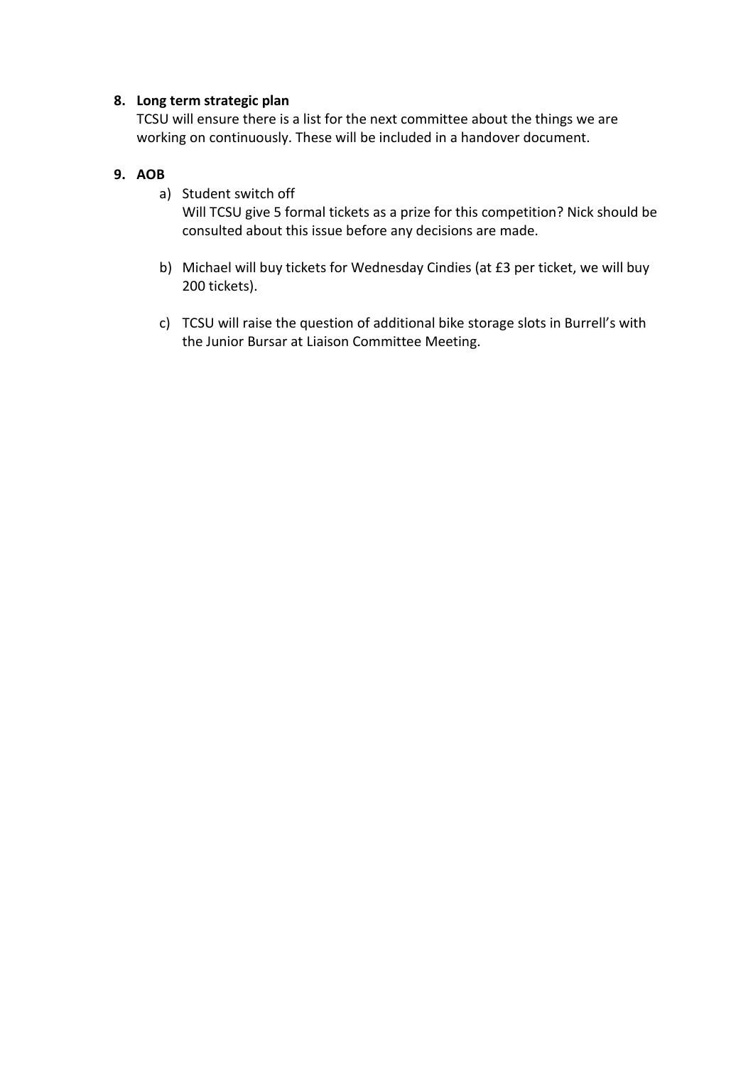8. **Long term strategic plan**
   TCSU will ensure there is a list for the next committee about the things we are working on continuously. These will be included in a handover document.

9. **AOB**
   a) Student switch off
      Will TCSU give 5 formal tickets as a prize for this competition? Nick should be consulted about this issue before any decisions are made.

   b) Michael will buy tickets for Wednesday Cindies (at £3 per ticket, we will buy 200 tickets).

   c) TCSU will raise the question of additional bike storage slots in Burrell's with the Junior Bursar at Liaison Committee Meeting.